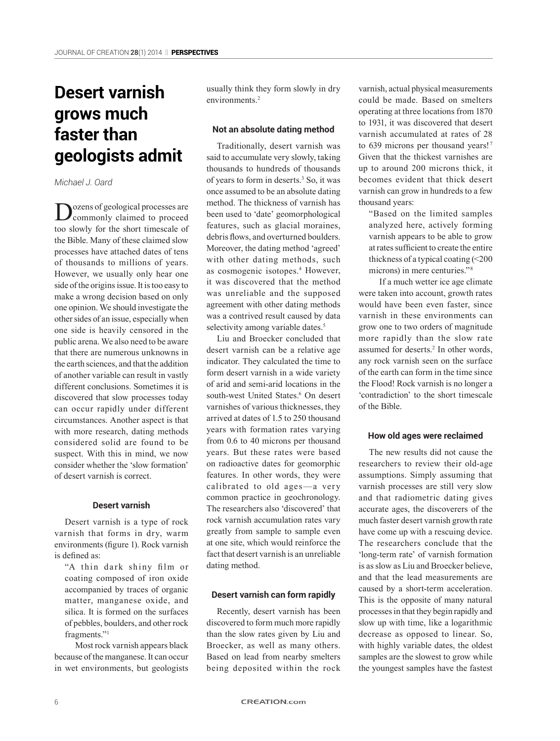# Desert varnish grows much faster than geologists admit

*Michael J. Oard*

Dozens of geological processes are commonly claimed to proceed too slowly for the short timescale of the Bible. Many of these claimed slow processes have attached dates of tens of thousands to millions of years. However, we usually only hear one side of the origins issue. It is too easy to make a wrong decision based on only one opinion. We should investigate the other sides of an issue, especially when one side is heavily censored in the public arena. We also need to be aware that there are numerous unknowns in the earth sciences, and that the addition of another variable can result in vastly different conclusions. Sometimes it is discovered that slow processes today can occur rapidly under different circumstances. Another aspect is that with more research, dating methods considered solid are found to be suspect. With this in mind, we now consider whether the 'slow formation' of desert varnish is correct.

### Desert varnish

Desert varnish is a type of rock varnish that forms in dry, warm environments (figure 1). Rock varnish is defined as:

> "A thin dark shiny film or coating composed of iron oxide accompanied by traces of organic matter, manganese oxide, and silica. It is formed on the surfaces of pebbles, boulders, and other rock fragments."[1]

Most rock varnish appears black because of the manganese. It can occur in wet environments, but geologists usually think they form slowly in dry environments.[2]

### Not an absolute dating method

Traditionally, desert varnish was said to accumulate very slowly, taking thousands to hundreds of thousands of years to form in deserts.[3] So, it was once assumed to be an absolute dating method. The thickness of varnish has been used to 'date' geomorphological features, such as glacial moraines, debris flows, and overturned boulders. Moreover, the dating method 'agreed' with other dating methods, such as cosmogenic isotopes.[4] However, it was discovered that the method was unreliable and the supposed agreement with other dating methods was a contrived result caused by data selectivity among variable dates.[5]

Liu and Broecker concluded that desert varnish can be a relative age indicator. They calculated the time to form desert varnish in a wide variety of arid and semi-arid locations in the south-west United States.[6] On desert varnishes of various thicknesses, they arrived at dates of 1.5 to 250 thousand years with formation rates varying from 0.6 to 40 microns per thousand years. But these rates were based on radioactive dates for geomorphic features. In other words, they were calibrated to old ages—a very common practice in geochronology. The researchers also 'discovered' that rock varnish accumulation rates vary greatly from sample to sample even at one site, which would reinforce the fact that desert varnish is an unreliable dating method.

### Desert varnish can form rapidly

Recently, desert varnish has been discovered to form much more rapidly than the slow rates given by Liu and Broecker, as well as many others. Based on lead from nearby smelters being deposited within the rock varnish, actual physical measurements could be made. Based on smelters operating at three locations from 1870 to 1931, it was discovered that desert varnish accumulated at rates of 28 to 639 microns per thousand years![7] Given that the thickest varnishes are up to around 200 microns thick, it becomes evident that thick desert varnish can grow in hundreds to a few thousand years:

> "Based on the limited samples analyzed here, actively forming varnish appears to be able to grow at rates sufficient to create the entire thickness of a typical coating (<200 microns) in mere centuries."[8]

If a much wetter ice age climate were taken into account, growth rates would have been even faster, since varnish in these environments can grow one to two orders of magnitude more rapidly than the slow rate assumed for deserts.[2] In other words, any rock varnish seen on the surface of the earth can form in the time since the Flood! Rock varnish is no longer a 'contradiction' to the short timescale of the Bible.

### How old ages were reclaimed

The new results did not cause the researchers to review their old-age assumptions. Simply assuming that varnish processes are still very slow and that radiometric dating gives accurate ages, the discoverers of the much faster desert varnish growth rate have come up with a rescuing device. The researchers conclude that the 'long-term rate' of varnish formation is as slow as Liu and Broecker believe, and that the lead measurements are caused by a short-term acceleration. This is the opposite of many natural processes in that they begin rapidly and slow up with time, like a logarithmic decrease as opposed to linear. So, with highly variable dates, the oldest samples are the slowest to grow while the youngest samples have the fastest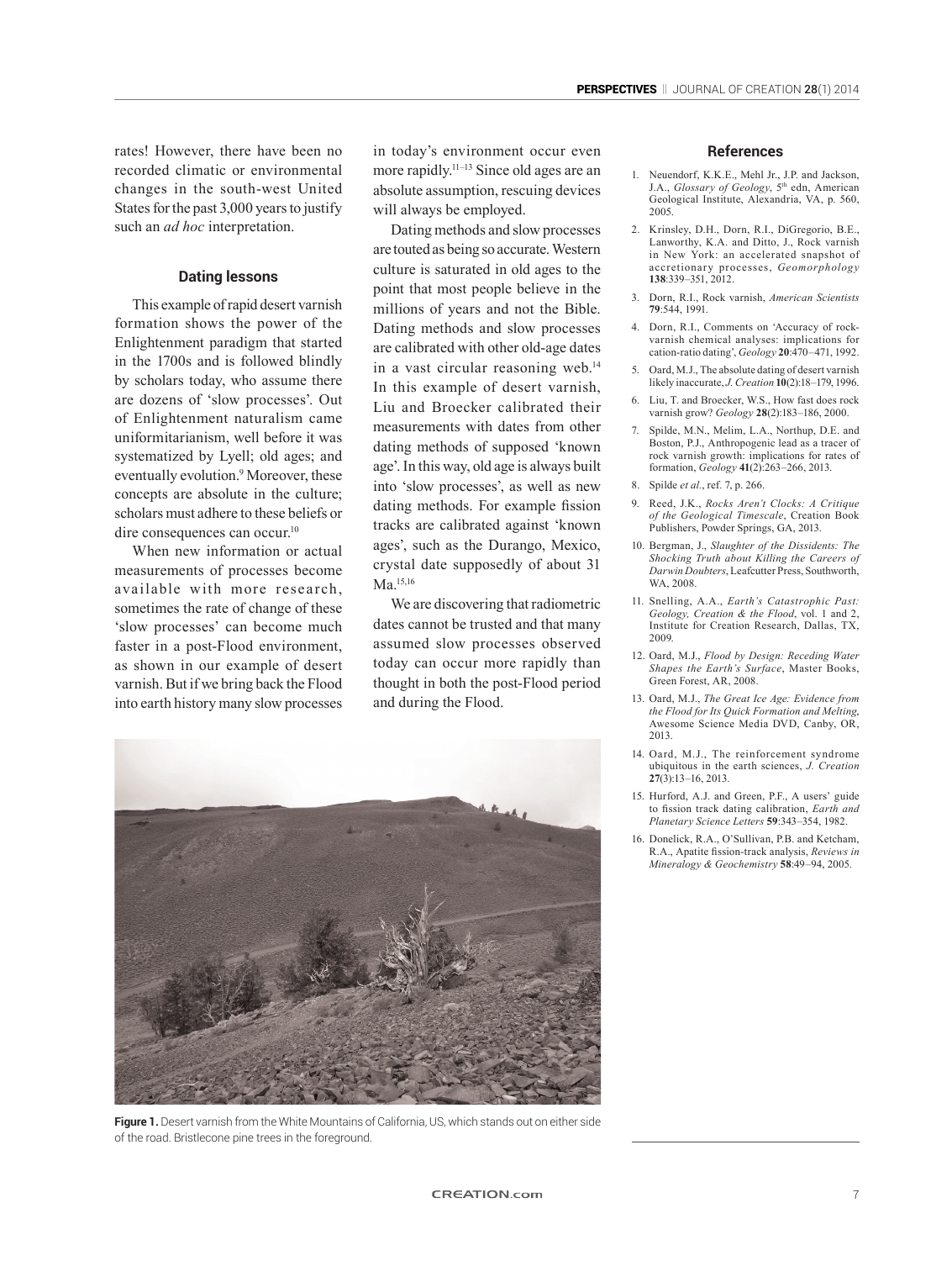rates! However, there have been no recorded climatic or environmental changes in the south-west United States for the past 3,000 years to justify such an *ad hoc* interpretation.

## Dating lessons

This example of rapid desert varnish formation shows the power of the Enlightenment paradigm that started in the 1700s and is followed blindly by scholars today, who assume there are dozens of 'slow processes'. Out of Enlightenment naturalism came uniformitarianism, well before it was systematized by Lyell; old ages; and eventually evolution.[9] Moreover, these concepts are absolute in the culture; scholars must adhere to these beliefs or dire consequences can occur.[10]

When new information or actual measurements of processes become available with more research, sometimes the rate of change of these 'slow processes' can become much faster in a post-Flood environment, as shown in our example of desert varnish. But if we bring back the Flood into earth history many slow processes in today's environment occur even more rapidly.[11–13] Since old ages are an absolute assumption, rescuing devices will always be employed.

Dating methods and slow processes are touted as being so accurate. Western culture is saturated in old ages to the point that most people believe in the millions of years and not the Bible. Dating methods and slow processes are calibrated with other old-age dates in a vast circular reasoning web.[14] In this example of desert varnish, Liu and Broecker calibrated their measurements with dates from other dating methods of supposed 'known age'. In this way, old age is always built into 'slow processes', as well as new dating methods. For example fission tracks are calibrated against 'known ages', such as the Durango, Mexico, crystal date supposedly of about 31 Ma.[15,16]

We are discovering that radiometric dates cannot be trusted and that many assumed slow processes observed today can occur more rapidly than thought in both the post-Flood period and during the Flood.

**Figure 1.** Desert varnish from the White Mountains of California, US, which stands out on either side of the road. Bristlecone pine trees in the foreground.

## References

1. Neuendorf, K.K.E., Mehl Jr., J.P. and Jackson, J.A., *Glossary of Geology*, 5th edn, American Geological Institute, Alexandria, VA, p. 560, 2005.
2. Krinsley, D.H., Dorn, R.I., DiGregorio, B.E., Lanworthy, K.A. and Ditto, J., Rock varnish in New York: an accelerated snapshot of accretionary processes, *Geomorphology* **138**:339–351, 2012.
3. Dorn, R.I., Rock varnish, *American Scientists* **79**:544, 1991.
4. Dorn, R.I., Comments on 'Accuracy of rock-varnish chemical analyses: implications for cation-ratio dating', *Geology* **20**:470–471, 1992.
5. Oard, M.J., The absolute dating of desert varnish likely inaccurate, *J. Creation* **10**(2):18–179, 1996.
6. Liu, T. and Broecker, W.S., How fast does rock varnish grow? *Geology* **28**(2):183–186, 2000.
7. Spilde, M.N., Melim, L.A., Northup, D.E. and Boston, P.J., Anthropogenic lead as a tracer of rock varnish growth: implications for rates of formation, *Geology* **41**(2):263–266, 2013.
8. Spilde *et al.*, ref. 7, p. 266.
9. Reed, J.K., *Rocks Aren't Clocks: A Critique of the Geological Timescale*, Creation Book Publishers, Powder Springs, GA, 2013.
10. Bergman, J., *Slaughter of the Dissidents: The Shocking Truth about Killing the Careers of Darwin Doubters*, Leafcutter Press, Southworth, WA, 2008.
11. Snelling, A.A., *Earth's Catastrophic Past: Geology, Creation & the Flood*, vol. 1 and 2, Institute for Creation Research, Dallas, TX, 2009.
12. Oard, M.J., *Flood by Design: Receding Water Shapes the Earth's Surface*, Master Books, Green Forest, AR, 2008.
13. Oard, M.J., *The Great Ice Age: Evidence from the Flood for Its Quick Formation and Melting*, Awesome Science Media DVD, Canby, OR, 2013.
14. Oard, M.J., The reinforcement syndrome ubiquitous in the earth sciences, *J. Creation* **27**(3):13–16, 2013.
15. Hurford, A.J. and Green, P.F., A users' guide to fission track dating calibration, *Earth and Planetary Science Letters* **59**:343–354, 1982.
16. Donelick, R.A., O'Sullivan, P.B. and Ketcham, R.A., Apatite fission-track analysis, *Reviews in Mineralogy & Geochemistry* **58**:49–94, 2005.